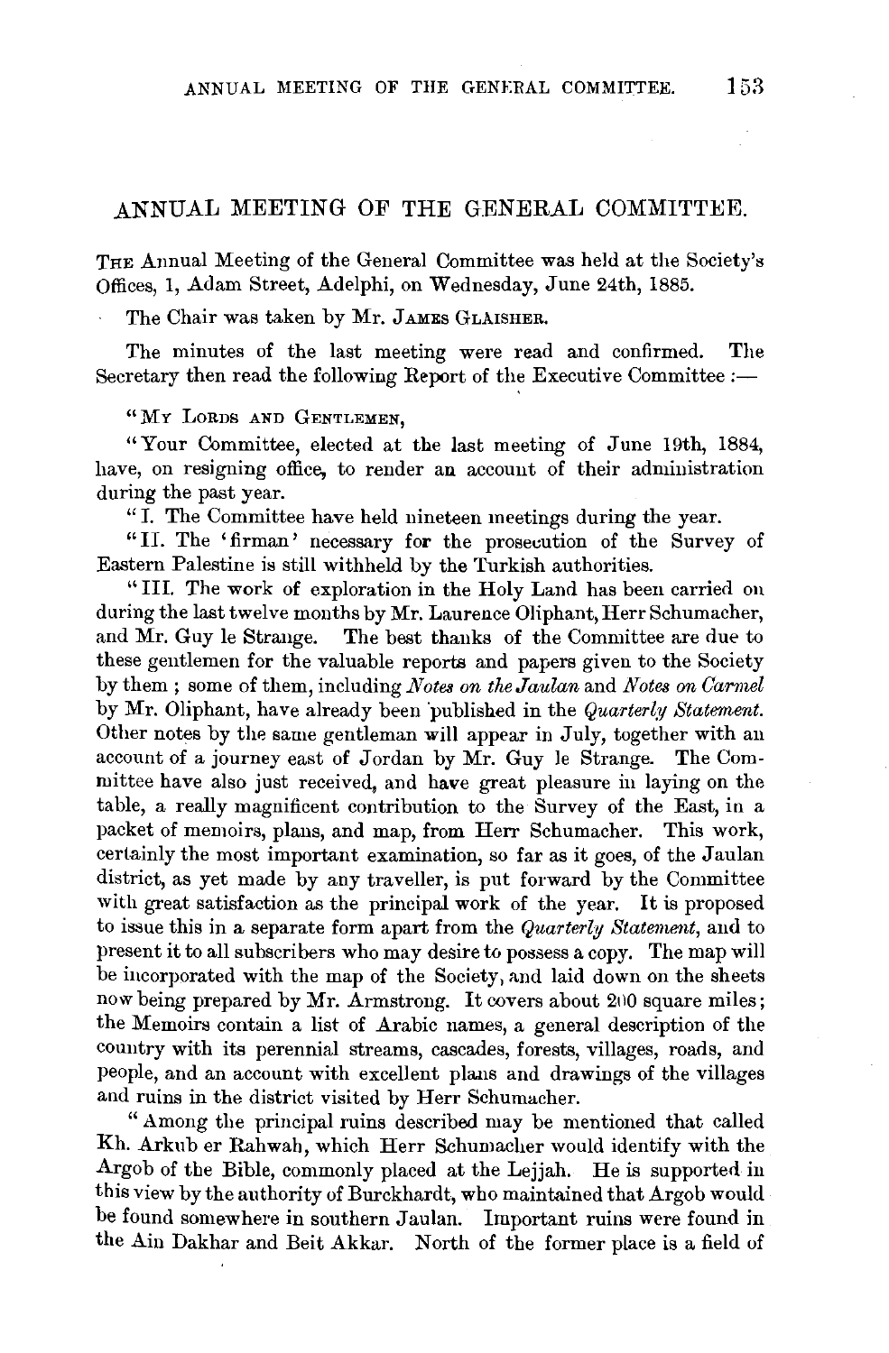## ANNUAL MEETING OF THE GENERAL COMMITTEE.

THE Annual Meeting of the General Committee was held at the Society's Offices, 1, Adam Street, Adelphi, on Wednesday, June 24th, 1885.

The Chair was taken by Mr. JAMES GLAISHER.

The minutes of the last meeting were read and confirmed. The Secretary then read the following Report of the Executive Committee :—

"MY LORDS AND GENTLEMEN,

"Your Committee, elected at the last meeting of June 19th, 1884, have, on resigning office, to render an account of their administration during the past year.

"I. The Committee have held nineteen meetings during the year.

"II. The 'firman' necessary for the prosecution of the Survey of Eastern Palestine is still withheld by the Turkish authorities.

"III. The work of exploration in the Holy Land has been carried on during the last twelve months by Mr. Laurence Oliphant, Herr Schumacher, and Mr. Guy le Strange. The best thanks of the Committee are due to these gentlemen for the valuable reports and papers given to the Society by them ; some of them, including *Notes on the Jaulan* and *Notes on Carmel* by Mr. Oliphant, have already been published in the *Quarterly Statement*. Other notes by the same gentleman will appear in July, together with an account of a journey east of Jordan by Mr. Guy le Strange. The Committee have also just received, and have great pleasure in laying on the table, a really magnificent contribution to the Survey of the East, in a packet of memoirs, plans, and map, from Herr Schumacher. This work, certainly the most important examination, so far as it goes, of the Jaulan district, as yet made by any traveller, is put forward by the Committee with great satisfaction as the principal work of the year. It is proposed to issue this in a separate form apart from the *Quarterly Statement*, and to present it to all subscribers who may desire to possess a copy. The map will be incorporated with the map of the Society, and laid down on the sheets now being prepared by Mr. Armstrong. It covers about 200 square miles; the Memoirs contain a list of Arabic names, a general description of the country with its perennial streams, cascades, forests, villages, roads, and people, and an account with excellent plans and drawings of the villages and ruins in the district visited by Herr Schumacher.

"Among the principal ruins described may be mentioned that called Kh. Arkub er Rahwah, which Herr Schumacher would identify with the Argob of the Bible, commonly placed at the Lejjah. He is supported in this view by the authority of Burckhardt, who maintained that Argob would be found somewhere in southern Jaulan. Important ruins were found in the Ain Dakhar and Beit Akkar. North of the former place is a field of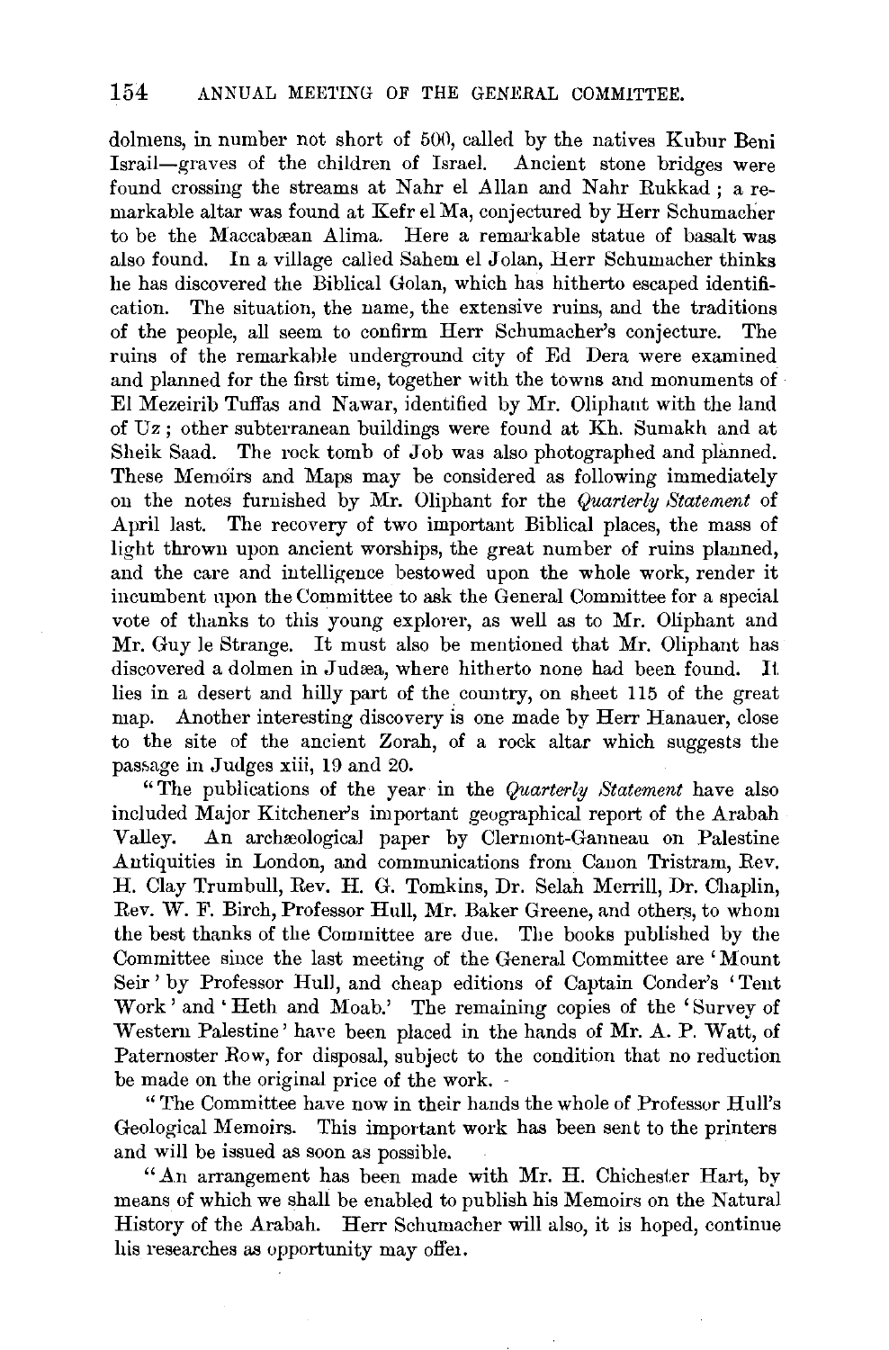dolmens, in number not short of 500, called by the natives Kubur Beni Israil—graves of the children of Israel. Ancient stone bridges were found crossing the streams at Nahr el Allan and Nahr Rukkad; a remarkable altar was found at Kefr el Ma, conjectured by Herr Schumacher to be the Maccabæan Alima. Here a remarkable statue of basalt was also found. In a village called Sahem el Jolan, Herr Schumacher thinks he has discovered the Biblical Golan, which has hitherto escaped identification. The situation, the name, the extensive ruins, and the traditions of the people, all seem to confirm Herr Schumacher's conjecture. The ruins of the remarkable underground city of Ed Dera were examined and planned for the first time, together with the towns and monuments of El Mezeirib Tuffas and Nawar, identified by Mr. Oliphant with the land of Uz; other subterranean buildings were found at Kh. Sumakh and at Sheik Saad. The rock tomb of Job was also photographed and planned. These Memoirs and Maps may be considered as following immediately on the notes furnished by Mr. Oliphant for the *Quarterly Statement* of April last. The recovery of two important Biblical places, the mass of light thrown upon ancient worships, the great number of ruins planned, and the care and intelligence bestowed upon the whole work, render it incumbent upon the Committee to ask the General Committee for a special vote of thanks to this young explorer, as well as to Mr. Oliphant and Mr. Guy le Strange. It must also be mentioned that Mr. Oliphant has discovered a dolmen in Judæa, where hitherto none had been found. It lies in a desert and hilly part of the country, on sheet 115 of the great map. Another interesting discovery is one made by Herr Hanauer, close to the site of the ancient Zorah, of a rock altar which suggests the passage in Judges xiii, 19 and 20.

"The publications of the year in the *Quarterly Statement* have also included Major Kitchener's important geographical report of the Arabah Valley. An archæological paper by Clermont-Ganneau on Palestine Antiquities in London, and communications from Canon Tristram, Rev. H. Clay Trumbull, Rev. H. G. Tomkins, Dr. Selah Merrill, Dr. Chaplin, Rev. W. F. Birch, Professor Hull, Mr. Baker Greene, and others, to whom the best thanks of the Committee are due. The books published by the Committee since the last meeting of the General Committee are 'Mount Seir' by Professor Hull, and cheap editions of Captain Conder's 'Tent Work' and 'Heth and Moab.' The remaining copies of the 'Survey of Western Palestine' have been placed in the hands of Mr. A. P. Watt, of Paternoster Row, for disposal, subject to the condition that no reduction be made on the original price of the work.

"The Committee have now in their hands the whole of Professor Hull's Geological Memoirs. This important work has been sent to the printers and will be issued as soon as possible.

"An arrangement has been made with Mr. H. Chichester Hart, by means of which we shall be enabled to publish his Memoirs on the Natural History of the Arabah. Herr Schumacher will also, it is hoped, continue his researches as opportunity may offer.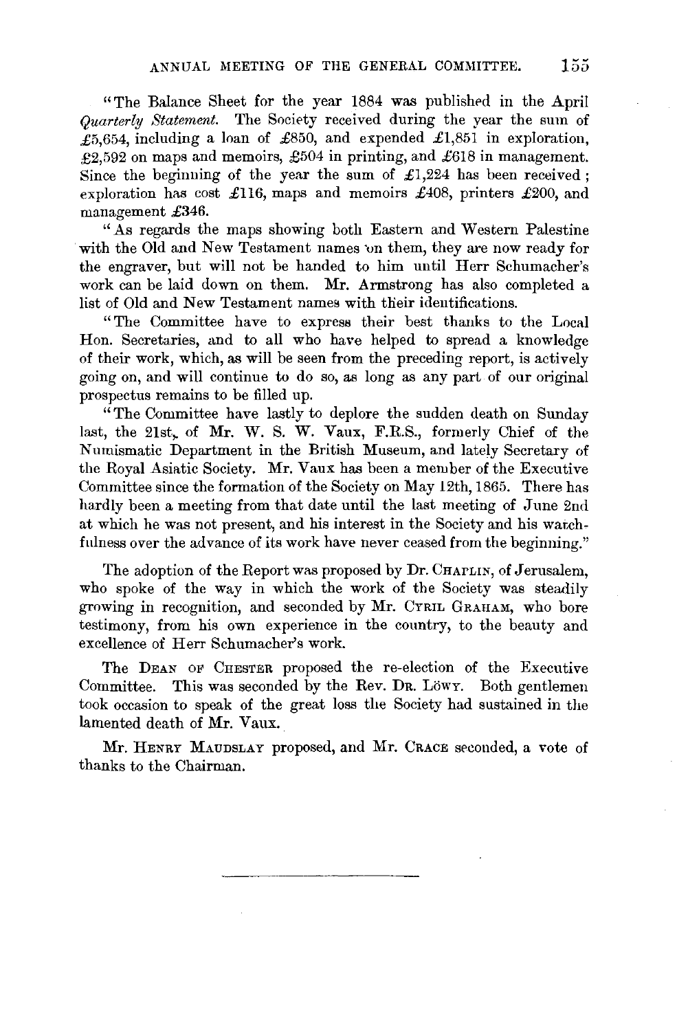"The Balance Sheet for the year 1884 was published in the April *Quarterly Statement*. The Society received during the year the sum of £5,654, including a loan of £850, and expended £1,851 in exploration, £2,592 on maps and memoirs, £504 in printing, and £618 in management. Since the beginning of the year the sum of £1,224 has been received; exploration has cost £116, maps and memoirs £408, printers £200, and management £346.

"As regards the maps showing both Eastern and Western Palestine with the Old and New Testament names on them, they are now ready for the engraver, but will not be handed to him until Herr Schumacher's work can be laid down on them. Mr. Armstrong has also completed a list of Old and New Testament names with their identifications.

"The Committee have to express their best thanks to the Local Hon. Secretaries, and to all who have helped to spread a knowledge of their work, which, as will be seen from the preceding report, is actively going on, and will continue to do so, as long as any part of our original prospectus remains to be filled up.

"The Committee have lastly to deplore the sudden death on Sunday last, the 21st, of Mr. W. S. W. Vaux, F.R.S., formerly Chief of the Numismatic Department in the British Museum, and lately Secretary of the Royal Asiatic Society. Mr. Vaux has been a member of the Executive Committee since the formation of the Society on May 12th, 1865. There has hardly been a meeting from that date until the last meeting of June 2nd at which he was not present, and his interest in the Society and his watchfulness over the advance of its work have never ceased from the beginning."

The adoption of the Report was proposed by Dr. CHAPLIN, of Jerusalem, who spoke of the way in which the work of the Society was steadily growing in recognition, and seconded by Mr. CYRIL GRAHAM, who bore testimony, from his own experience in the country, to the beauty and excellence of Herr Schumacher's work.

The DEAN OF CHESTER proposed the re-election of the Executive Committee. This was seconded by the Rev. DR. LÖWY. Both gentlemen took occasion to speak of the great loss the Society had sustained in the lamented death of Mr. Vaux.

Mr. HENRY MAUDSLAY proposed, and Mr. CRACE seconded, a vote of thanks to the Chairman.

---